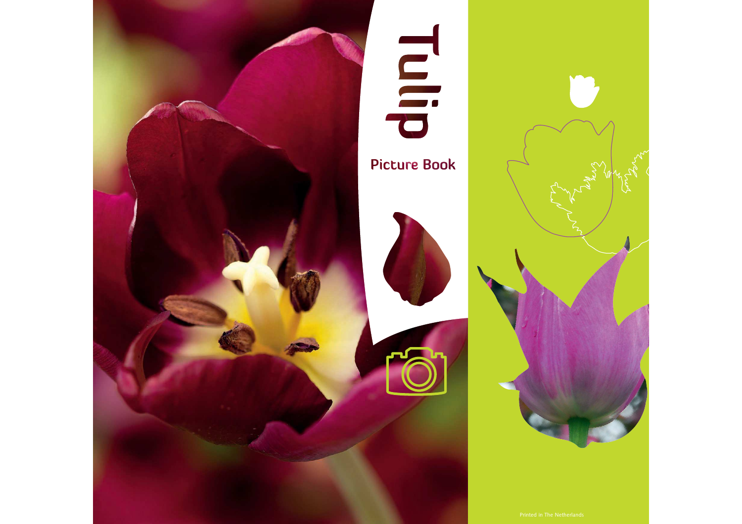# Tulip

## Picture Book

Printed in The Netherlands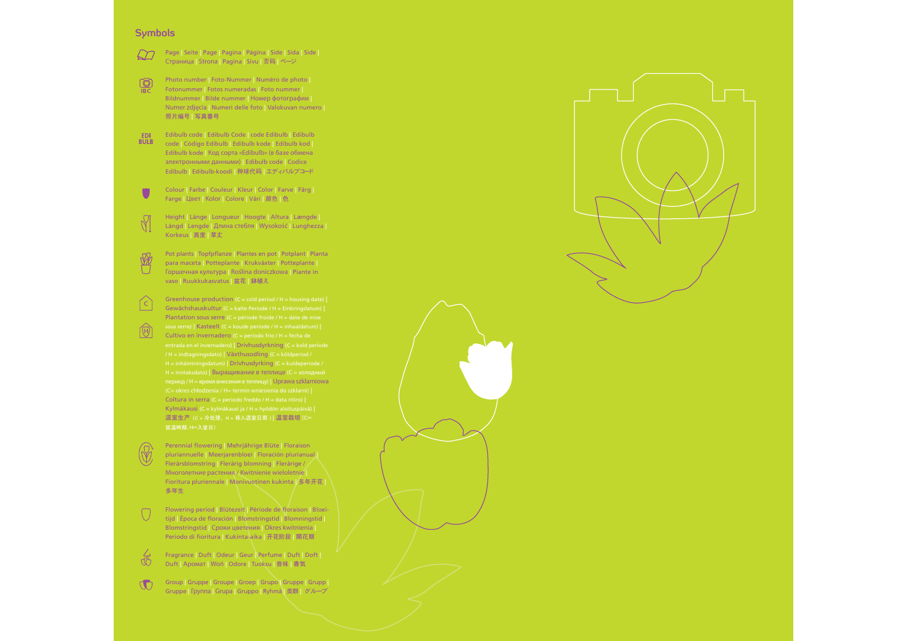## Symbols

Page | Seite | Page | Pagina | Página | Side | Sida | Side | Страница | Strona | Pagina | Sivu | 页码 | ページ

Photo number | Foto-Nummer | Numéro de photo | Fotonummer | Fotos numeradas | Foto nummer | Bildnummer | Bilde nummer | Номер фотографии | Numer zdjęcia | Numeri delle foto | Valokuvan numero | 照片编号 | 写真番号

Edibulb code | Edibulb Code | code Edibulb | Edibulb code | Código Edibulb | Edibulb kode | Edibulb kod | Edibulb kode | Код сорта «Edibulb» (в базе обмена электронными данными) | Edibulb code | Codice Edibulb | Edibulb-koodi | 种球代码 | エディバルブコード

Colour | Farbe | Couleur | Kleur | Color | Farve | Färg | Farge | Цвет | Kolor | Colore | Väri | 颜色 | 色

Height | Länge | Longueur | Hoogte | Altura | Længde | Längd | Lengde | Длина стебля | Wysokość | Lunghezza | Korkeus | 高度 | 草丈

Pot plants | Topfpflanze | Plantes en pot | Potplant | Planta para maceta | Potteplante | Krukväxter | Potteplante | Горшечная культура | Roślina doniczkowa | Piante in vaso | Ruukkukasvatus | 盆花 | 鉢植え

Greenhouse production (C = cold period / H = housing date) | Gewächshauskultur (C = kalte Periode / H = Einbringdatum) | Plantation sous serre (C = période froide / H = date de mise sous serre) | Kasteelt (C = koude periode / H = inhaaldatum) | Cultivo en invernadero (C = período frío / H = fecha de entrada en el invernadero) | Drivhusdyrkning (C = kold periode / H = indtagningsdato) | Växthusodling (C = köldperiod / H = inhämtningsdatum) | Drivhusdyrking (C = kuldeperiode / H = inntaksdato) | Выращивание в теплице (C = холодный период / H = время внесения в теплицу) | Uprawa szklarniowa (C= okres chłodzenia / H= termin wniesienia do szklarni) | Coltura in serra (C = periodo freddo / H = data ritiro) | Kylmäkausi (C = kylmäkausi ja / H = hyödön aloituspäivä) | 温室生产（C = 冷处理、H = 移入温室日期）| 温室栽培（C= 低温時期, H=入室日）

Perennial flowering | Mehrjährige Blüte | Floraison pluriannuelle | Meerjarenbloei | Floración plurianual | Flerårsblomstring | Flerårig blomning | Flerårige / Многолетние растения / Kwitnienie wieloletnie | Fioritura pluriennale | Monivuotinen kukinta | 多年开花 | 多年生

Flowering period | Blütezeit | Période de floraison | Bloeitijd | Época de floración | Blomstringstid | Blomningstid | Blomstringstid | Сроки цветения | Okres kwitnienia | Periodo di fioritura | Kukinta-aika | 开花阶段 | 開花期

Fragrance | Duft | Odeur | Geur | Perfume | Duft | Doft | Duft | Аромат | Woń | Odore | Tuoksu | 香味 | 香気

Group | Gruppe | Groupe | Groep | Grupo | Gruppe | Grupp | Gruppe | Группа | Grupa | Gruppo | Ryhmä | 类群 | グループ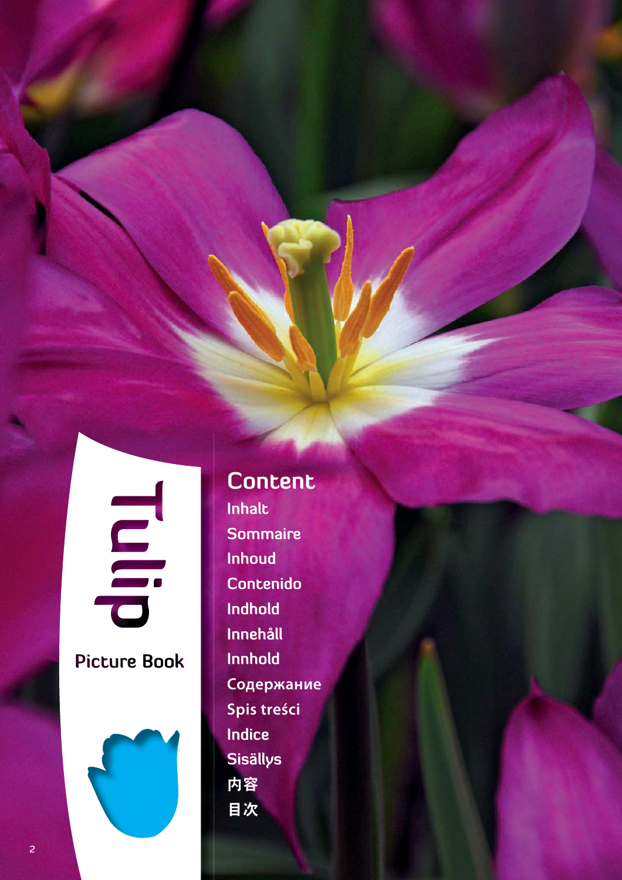Tulip

Picture Book

# Content

Inhalt

Sommaire

Inhoud

Contenido

Indhold

Innehåll

Innhold

Содержание

Spis treści

Indice

Sisällys

内容

目次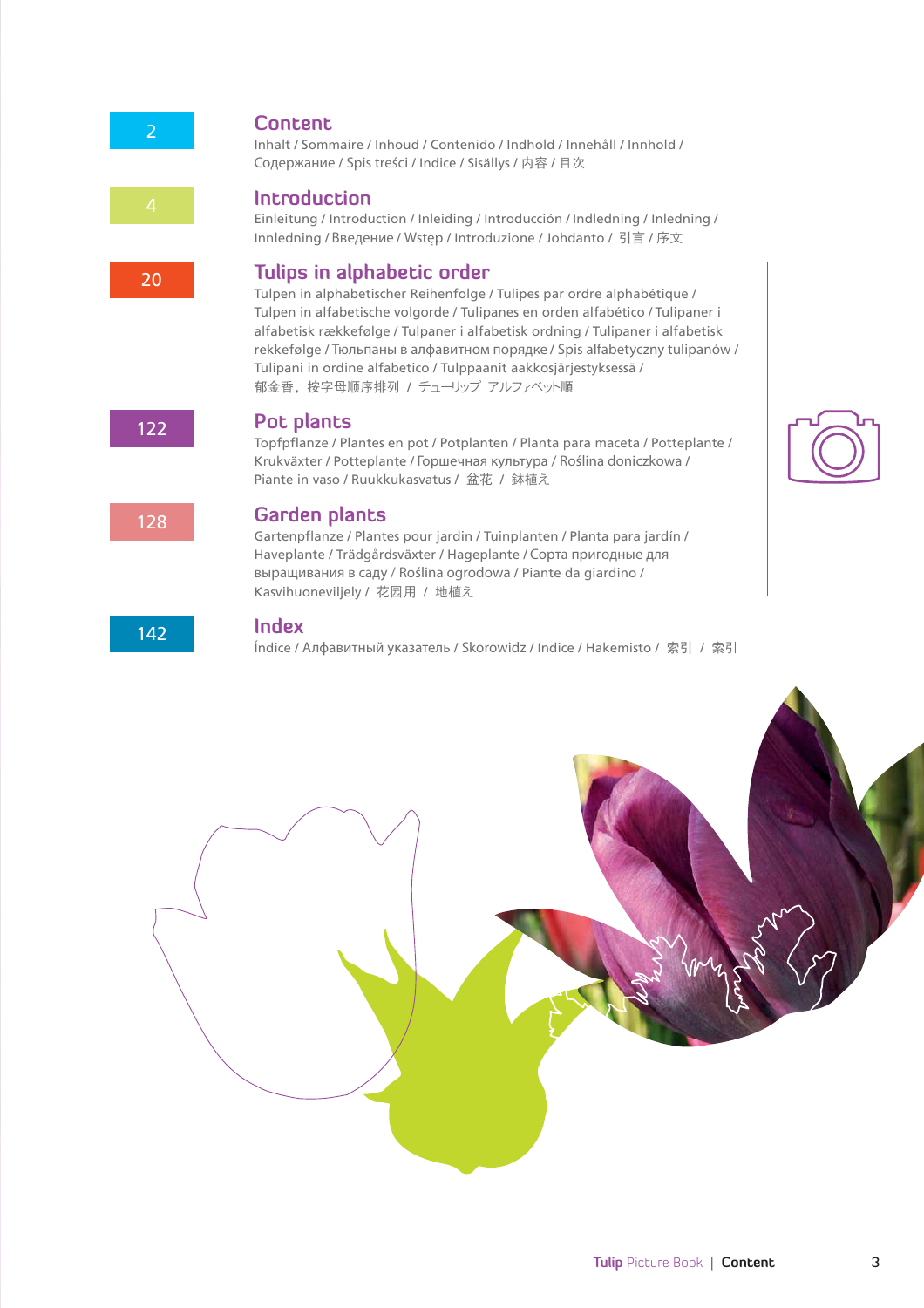# Content

2

## Content
Inhalt / Sommaire / Inhoud / Contenido / Indhold / Innehåll / Innhold / Содержание / Spis treści / Indice / Sisällys / 内容 / 目次

4

## Introduction
Einleitung / Introduction / Inleiding / Introducción / Indledning / Inledning / Innledning / Введение / Wstęp / Introduzione / Johdanto / 引言 / 序文

20

## Tulips in alphabetic order
Tulpen in alphabetischer Reihenfolge / Tulipes par ordre alphabétique / Tulpen in alfabetische volgorde / Tulipanes en orden alfabético / Tulipaner i alfabetisk rækkefølge / Tulpaner i alfabetisk ordning / Tulipaner i alfabetisk rekkefølge / Тюльпаны в алфавитном порядке / Spis alfabetyczny tulipanów / Tulipani in ordine alfabetico / Tulppaanit aakkosjärjestyksessä / 郁金香，按字母顺序排列 / チューリップ アルファベット順

122

## Pot plants
Topfpflanze / Plantes en pot / Potplanten / Planta para maceta / Potteplante / Krukväxter / Potteplante / Горшечная культура / Roślina doniczkowa / Piante in vaso / Ruukkukasvatus / 盆花 / 鉢植え

128

## Garden plants
Gartenpflanze / Plantes pour jardin / Tuinplanten / Planta para jardín / Haveplante / Trädgårdsväxter / Hageplante / Сорта пригодные для выращивания в саду / Roślina ogrodowa / Piante da giardino / Kasvihuoneviljely / 花园用 / 地植え

142

## Index
Índice / Алфавитный указатель / Skorowidz / Indice / Hakemisto / 索引 / 索引